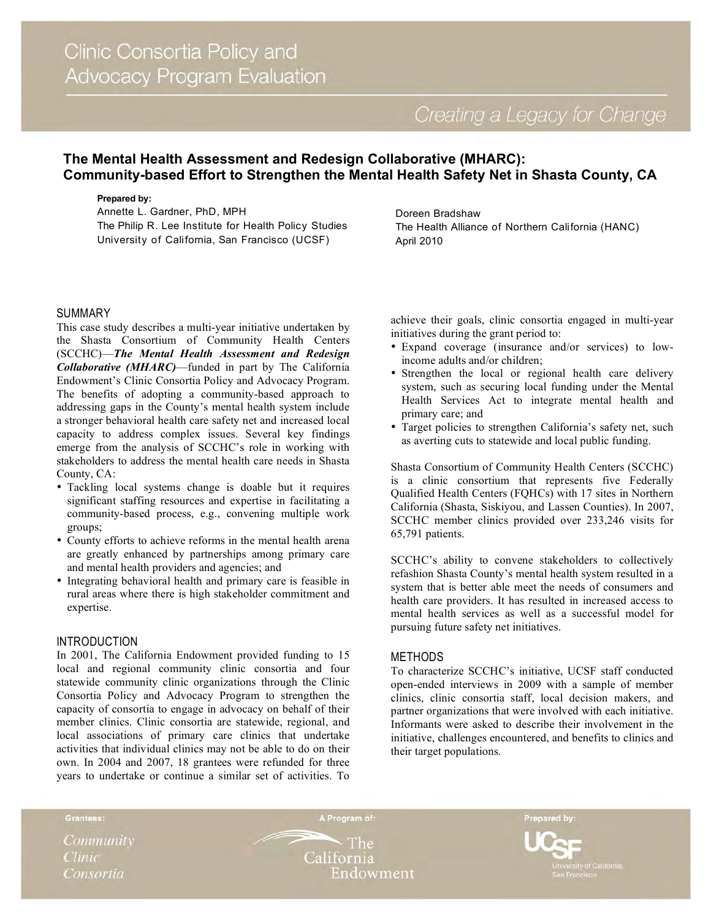# Clinic Consortia Policy and Advocacy Program Evaluation

*Creating a Legacy for Change*

## The Mental Health Assessment and Redesign Collaborative (MHARC): Community-based Effort to Strengthen the Mental Health Safety Net in Shasta County, CA

**Prepared by:**

Annette L. Gardner, PhD, MPH
The Philip R. Lee Institute for Health Policy Studies
University of California, San Francisco (UCSF)

Doreen Bradshaw
The Health Alliance of Northern California (HANC)
April 2010

### SUMMARY

This case study describes a multi-year initiative undertaken by the Shasta Consortium of Community Health Centers (SCCHC)—***The Mental Health Assessment and Redesign Collaborative (MHARC)***—funded in part by The California Endowment's Clinic Consortia Policy and Advocacy Program. The benefits of adopting a community-based approach to addressing gaps in the County's mental health system include a stronger behavioral health care safety net and increased local capacity to address complex issues. Several key findings emerge from the analysis of SCCHC's role in working with stakeholders to address the mental health care needs in Shasta County, CA:

- Tackling local systems change is doable but it requires significant staffing resources and expertise in facilitating a community-based process, e.g., convening multiple work groups;
- County efforts to achieve reforms in the mental health arena are greatly enhanced by partnerships among primary care and mental health providers and agencies; and
- Integrating behavioral health and primary care is feasible in rural areas where there is high stakeholder commitment and expertise.

### INTRODUCTION

In 2001, The California Endowment provided funding to 15 local and regional community clinic consortia and four statewide community clinic organizations through the Clinic Consortia Policy and Advocacy Program to strengthen the capacity of consortia to engage in advocacy on behalf of their member clinics. Clinic consortia are statewide, regional, and local associations of primary care clinics that undertake activities that individual clinics may not be able to do on their own. In 2004 and 2007, 18 grantees were refunded for three years to undertake or continue a similar set of activities. To achieve their goals, clinic consortia engaged in multi-year initiatives during the grant period to:

- Expand coverage (insurance and/or services) to low-income adults and/or children;
- Strengthen the local or regional health care delivery system, such as securing local funding under the Mental Health Services Act to integrate mental health and primary care; and
- Target policies to strengthen California's safety net, such as averting cuts to statewide and local public funding.

Shasta Consortium of Community Health Centers (SCCHC) is a clinic consortium that represents five Federally Qualified Health Centers (FQHCs) with 17 sites in Northern California (Shasta, Siskiyou, and Lassen Counties). In 2007, SCCHC member clinics provided over 233,246 visits for 65,791 patients.

SCCHC's ability to convene stakeholders to collectively refashion Shasta County's mental health system resulted in a system that is better able meet the needs of consumers and health care providers. It has resulted in increased access to mental health services as well as a successful model for pursuing future safety net initiatives.

### METHODS

To characterize SCCHC's initiative, UCSF staff conducted open-ended interviews in 2009 with a sample of member clinics, clinic consortia staff, local decision makers, and partner organizations that were involved with each initiative. Informants were asked to describe their involvement in the initiative, challenges encountered, and benefits to clinics and their target populations.

Grantees: Community Clinic Consortia

A Program of: The California Endowment

Prepared by: UCSF University of California San Francisco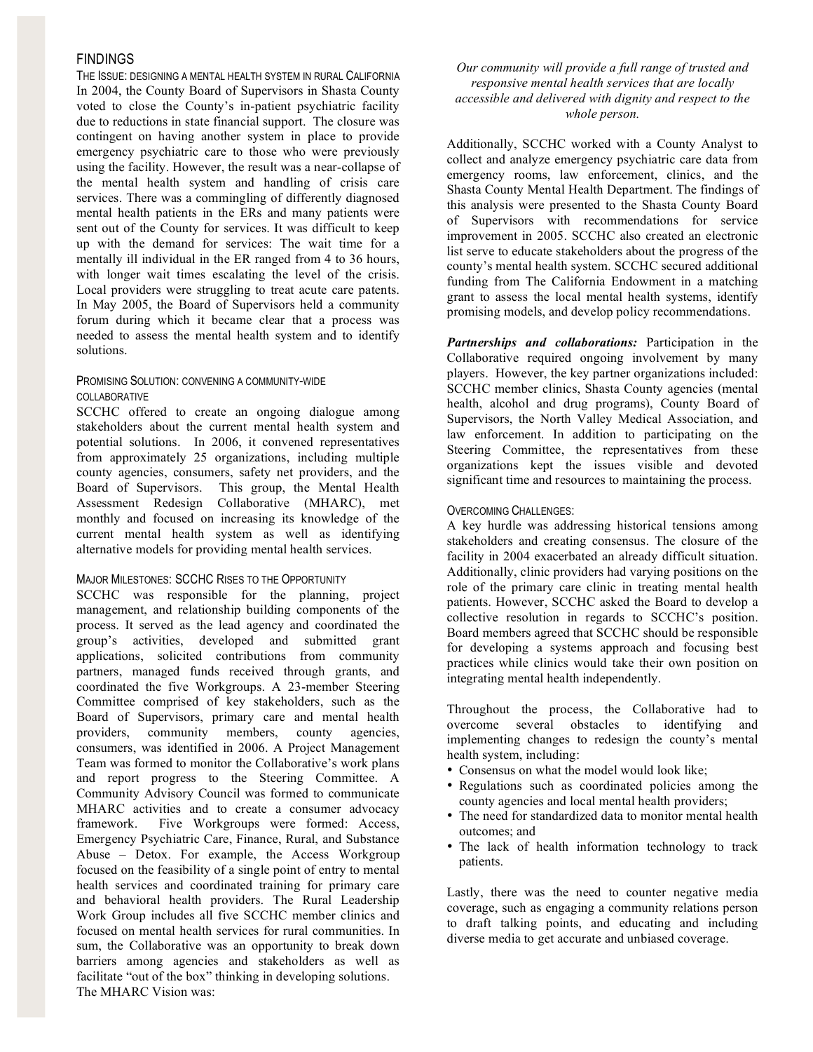## FINDINGS

### The Issue: Designing a Mental Health System in Rural California

In 2004, the County Board of Supervisors in Shasta County voted to close the County's in-patient psychiatric facility due to reductions in state financial support. The closure was contingent on having another system in place to provide emergency psychiatric care to those who were previously using the facility. However, the result was a near-collapse of the mental health system and handling of crisis care services. There was a commingling of differently diagnosed mental health patients in the ERs and many patients were sent out of the County for services. It was difficult to keep up with the demand for services: The wait time for a mentally ill individual in the ER ranged from 4 to 36 hours, with longer wait times escalating the level of the crisis. Local providers were struggling to treat acute care patents. In May 2005, the Board of Supervisors held a community forum during which it became clear that a process was needed to assess the mental health system and to identify solutions.

### Promising Solution: Convening a Community-Wide Collaborative

SCCHC offered to create an ongoing dialogue among stakeholders about the current mental health system and potential solutions. In 2006, it convened representatives from approximately 25 organizations, including multiple county agencies, consumers, safety net providers, and the Board of Supervisors. This group, the Mental Health Assessment Redesign Collaborative (MHARC), met monthly and focused on increasing its knowledge of the current mental health system as well as identifying alternative models for providing mental health services.

### Major Milestones: SCCHC Rises to the Opportunity

SCCHC was responsible for the planning, project management, and relationship building components of the process. It served as the lead agency and coordinated the group's activities, developed and submitted grant applications, solicited contributions from community partners, managed funds received through grants, and coordinated the five Workgroups. A 23-member Steering Committee comprised of key stakeholders, such as the Board of Supervisors, primary care and mental health providers, community members, county agencies, consumers, was identified in 2006. A Project Management Team was formed to monitor the Collaborative's work plans and report progress to the Steering Committee. A Community Advisory Council was formed to communicate MHARC activities and to create a consumer advocacy framework. Five Workgroups were formed: Access, Emergency Psychiatric Care, Finance, Rural, and Substance Abuse – Detox. For example, the Access Workgroup focused on the feasibility of a single point of entry to mental health services and coordinated training for primary care and behavioral health providers. The Rural Leadership Work Group includes all five SCCHC member clinics and focused on mental health services for rural communities. In sum, the Collaborative was an opportunity to break down barriers among agencies and stakeholders as well as facilitate "out of the box" thinking in developing solutions. The MHARC Vision was:

*Our community will provide a full range of trusted and responsive mental health services that are locally accessible and delivered with dignity and respect to the whole person.*

Additionally, SCCHC worked with a County Analyst to collect and analyze emergency psychiatric care data from emergency rooms, law enforcement, clinics, and the Shasta County Mental Health Department. The findings of this analysis were presented to the Shasta County Board of Supervisors with recommendations for service improvement in 2005. SCCHC also created an electronic list serve to educate stakeholders about the progress of the county's mental health system. SCCHC secured additional funding from The California Endowment in a matching grant to assess the local mental health systems, identify promising models, and develop policy recommendations.

***Partnerships and collaborations:*** Participation in the Collaborative required ongoing involvement by many players. However, the key partner organizations included: SCCHC member clinics, Shasta County agencies (mental health, alcohol and drug programs), County Board of Supervisors, the North Valley Medical Association, and law enforcement. In addition to participating on the Steering Committee, the representatives from these organizations kept the issues visible and devoted significant time and resources to maintaining the process.

### Overcoming Challenges:

A key hurdle was addressing historical tensions among stakeholders and creating consensus. The closure of the facility in 2004 exacerbated an already difficult situation. Additionally, clinic providers had varying positions on the role of the primary care clinic in treating mental health patients. However, SCCHC asked the Board to develop a collective resolution in regards to SCCHC's position. Board members agreed that SCCHC should be responsible for developing a systems approach and focusing best practices while clinics would take their own position on integrating mental health independently.

Throughout the process, the Collaborative had to overcome several obstacles to identifying and implementing changes to redesign the county's mental health system, including:

- Consensus on what the model would look like;
- Regulations such as coordinated policies among the county agencies and local mental health providers;
- The need for standardized data to monitor mental health outcomes; and
- The lack of health information technology to track patients.

Lastly, there was the need to counter negative media coverage, such as engaging a community relations person to draft talking points, and educating and including diverse media to get accurate and unbiased coverage.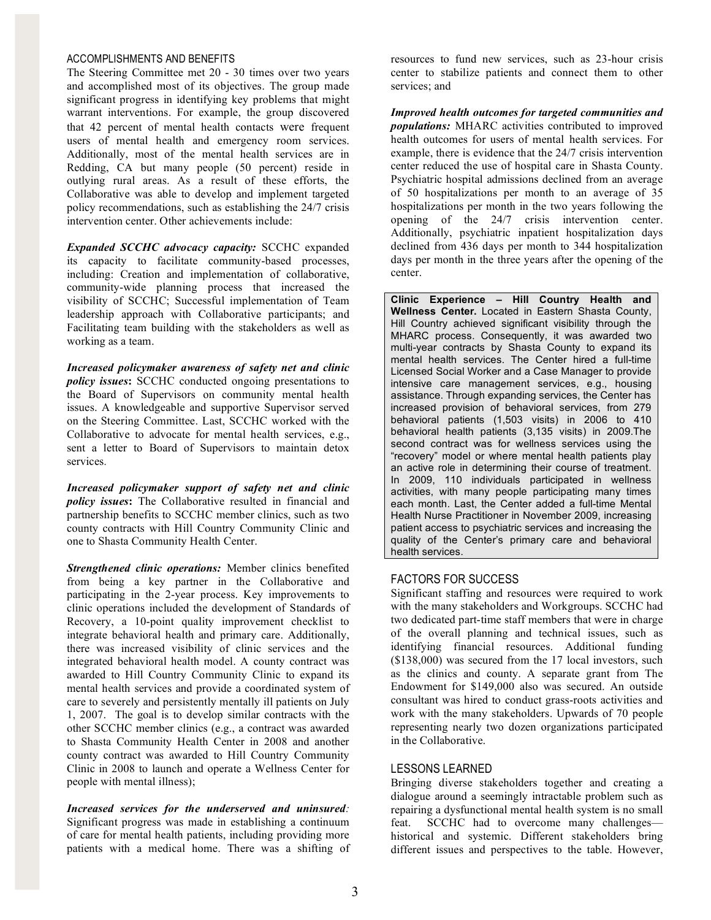## ACCOMPLISHMENTS AND BENEFITS

The Steering Committee met 20 - 30 times over two years and accomplished most of its objectives. The group made significant progress in identifying key problems that might warrant interventions. For example, the group discovered that 42 percent of mental health contacts were frequent users of mental health and emergency room services. Additionally, most of the mental health services are in Redding, CA but many people (50 percent) reside in outlying rural areas. As a result of these efforts, the Collaborative was able to develop and implement targeted policy recommendations, such as establishing the 24/7 crisis intervention center. Other achievements include:

***Expanded SCCHC advocacy capacity:*** SCCHC expanded its capacity to facilitate community-based processes, including: Creation and implementation of collaborative, community-wide planning process that increased the visibility of SCCHC; Successful implementation of Team leadership approach with Collaborative participants; and Facilitating team building with the stakeholders as well as working as a team.

***Increased policymaker awareness of safety net and clinic policy issues*:** SCCHC conducted ongoing presentations to the Board of Supervisors on community mental health issues. A knowledgeable and supportive Supervisor served on the Steering Committee. Last, SCCHC worked with the Collaborative to advocate for mental health services, e.g., sent a letter to Board of Supervisors to maintain detox services.

***Increased policymaker support of safety net and clinic policy issues*:** The Collaborative resulted in financial and partnership benefits to SCCHC member clinics, such as two county contracts with Hill Country Community Clinic and one to Shasta Community Health Center.

***Strengthened clinic operations:*** Member clinics benefited from being a key partner in the Collaborative and participating in the 2-year process. Key improvements to clinic operations included the development of Standards of Recovery, a 10-point quality improvement checklist to integrate behavioral health and primary care. Additionally, there was increased visibility of clinic services and the integrated behavioral health model. A county contract was awarded to Hill Country Community Clinic to expand its mental health services and provide a coordinated system of care to severely and persistently mentally ill patients on July 1, 2007. The goal is to develop similar contracts with the other SCCHC member clinics (e.g., a contract was awarded to Shasta Community Health Center in 2008 and another county contract was awarded to Hill Country Community Clinic in 2008 to launch and operate a Wellness Center for people with mental illness);

***Increased services for the underserved and uninsured:*** Significant progress was made in establishing a continuum of care for mental health patients, including providing more patients with a medical home. There was a shifting of resources to fund new services, such as 23-hour crisis center to stabilize patients and connect them to other services; and

***Improved health outcomes for targeted communities and populations:*** MHARC activities contributed to improved health outcomes for users of mental health services. For example, there is evidence that the 24/7 crisis intervention center reduced the use of hospital care in Shasta County. Psychiatric hospital admissions declined from an average of 50 hospitalizations per month to an average of 35 hospitalizations per month in the two years following the opening of the 24/7 crisis intervention center. Additionally, psychiatric inpatient hospitalization days declined from 436 days per month to 344 hospitalization days per month in the three years after the opening of the center.

> **Clinic Experience – Hill Country Health and Wellness Center.** Located in Eastern Shasta County, Hill Country achieved significant visibility through the MHARC process. Consequently, it was awarded two multi-year contracts by Shasta County to expand its mental health services. The Center hired a full-time Licensed Social Worker and a Case Manager to provide intensive care management services, e.g., housing assistance. Through expanding services, the Center has increased provision of behavioral services, from 279 behavioral patients (1,503 visits) in 2006 to 410 behavioral health patients (3,135 visits) in 2009.The second contract was for wellness services using the "recovery" model or where mental health patients play an active role in determining their course of treatment. In 2009, 110 individuals participated in wellness activities, with many people participating many times each month. Last, the Center added a full-time Mental Health Nurse Practitioner in November 2009, increasing patient access to psychiatric services and increasing the quality of the Center's primary care and behavioral health services.

## FACTORS FOR SUCCESS

Significant staffing and resources were required to work with the many stakeholders and Workgroups. SCCHC had two dedicated part-time staff members that were in charge of the overall planning and technical issues, such as identifying financial resources. Additional funding ($138,000) was secured from the 17 local investors, such as the clinics and county. A separate grant from The Endowment for $149,000 also was secured. An outside consultant was hired to conduct grass-roots activities and work with the many stakeholders. Upwards of 70 people representing nearly two dozen organizations participated in the Collaborative.

## LESSONS LEARNED

Bringing diverse stakeholders together and creating a dialogue around a seemingly intractable problem such as repairing a dysfunctional mental health system is no small feat. SCCHC had to overcome many challenges—historical and systemic. Different stakeholders bring different issues and perspectives to the table. However,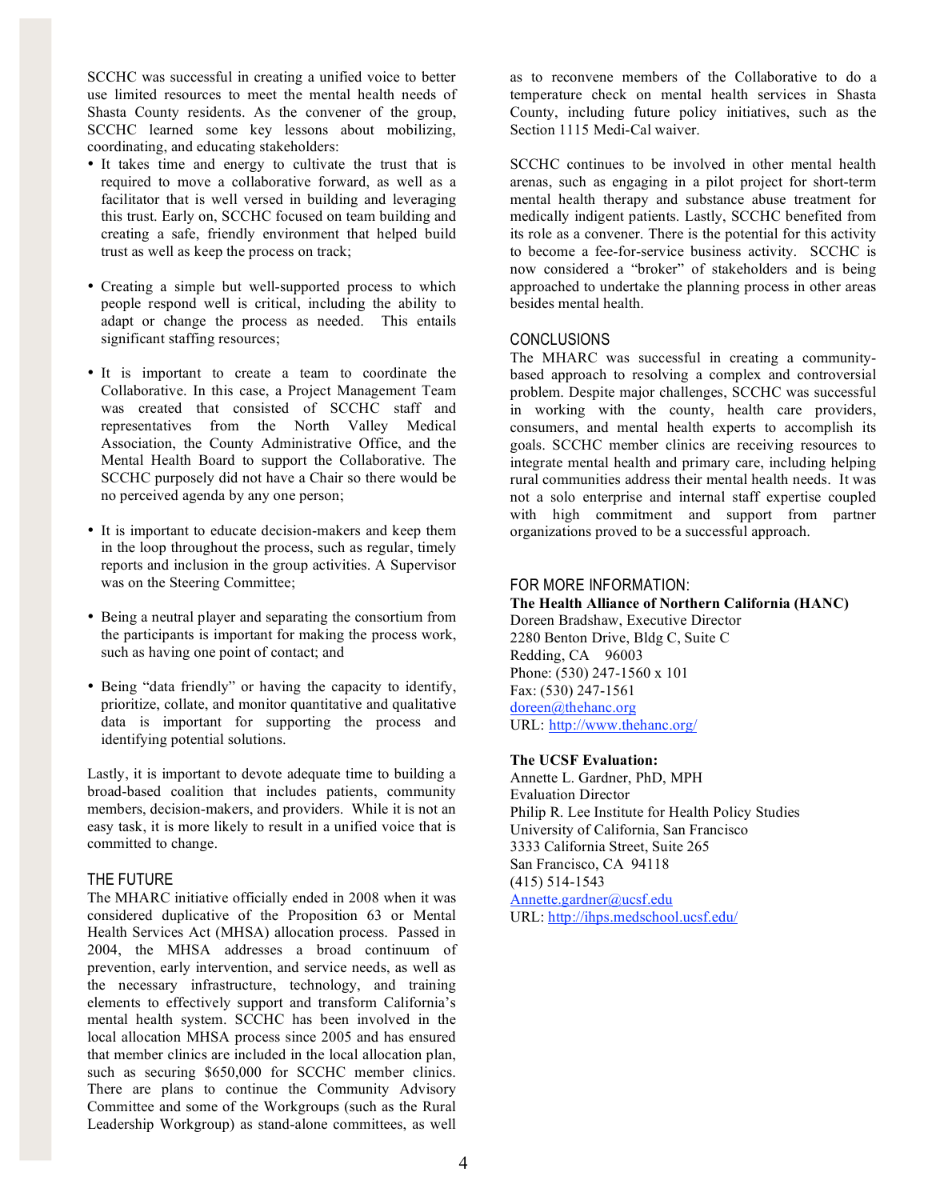SCCHC was successful in creating a unified voice to better use limited resources to meet the mental health needs of Shasta County residents. As the convener of the group, SCCHC learned some key lessons about mobilizing, coordinating, and educating stakeholders:

- It takes time and energy to cultivate the trust that is required to move a collaborative forward, as well as a facilitator that is well versed in building and leveraging this trust. Early on, SCCHC focused on team building and creating a safe, friendly environment that helped build trust as well as keep the process on track;
- Creating a simple but well-supported process to which people respond well is critical, including the ability to adapt or change the process as needed. This entails significant staffing resources;
- It is important to create a team to coordinate the Collaborative. In this case, a Project Management Team was created that consisted of SCCHC staff and representatives from the North Valley Medical Association, the County Administrative Office, and the Mental Health Board to support the Collaborative. The SCCHC purposely did not have a Chair so there would be no perceived agenda by any one person;
- It is important to educate decision-makers and keep them in the loop throughout the process, such as regular, timely reports and inclusion in the group activities. A Supervisor was on the Steering Committee;
- Being a neutral player and separating the consortium from the participants is important for making the process work, such as having one point of contact; and
- Being "data friendly" or having the capacity to identify, prioritize, collate, and monitor quantitative and qualitative data is important for supporting the process and identifying potential solutions.

Lastly, it is important to devote adequate time to building a broad-based coalition that includes patients, community members, decision-makers, and providers. While it is not an easy task, it is more likely to result in a unified voice that is committed to change.

## THE FUTURE

The MHARC initiative officially ended in 2008 when it was considered duplicative of the Proposition 63 or Mental Health Services Act (MHSA) allocation process. Passed in 2004, the MHSA addresses a broad continuum of prevention, early intervention, and service needs, as well as the necessary infrastructure, technology, and training elements to effectively support and transform California's mental health system. SCCHC has been involved in the local allocation MHSA process since 2005 and has ensured that member clinics are included in the local allocation plan, such as securing $650,000 for SCCHC member clinics. There are plans to continue the Community Advisory Committee and some of the Workgroups (such as the Rural Leadership Workgroup) as stand-alone committees, as well as to reconvene members of the Collaborative to do a temperature check on mental health services in Shasta County, including future policy initiatives, such as the Section 1115 Medi-Cal waiver.

SCCHC continues to be involved in other mental health arenas, such as engaging in a pilot project for short-term mental health therapy and substance abuse treatment for medically indigent patients. Lastly, SCCHC benefited from its role as a convener. There is the potential for this activity to become a fee-for-service business activity. SCCHC is now considered a "broker" of stakeholders and is being approached to undertake the planning process in other areas besides mental health.

## CONCLUSIONS

The MHARC was successful in creating a community-based approach to resolving a complex and controversial problem. Despite major challenges, SCCHC was successful in working with the county, health care providers, consumers, and mental health experts to accomplish its goals. SCCHC member clinics are receiving resources to integrate mental health and primary care, including helping rural communities address their mental health needs. It was not a solo enterprise and internal staff expertise coupled with high commitment and support from partner organizations proved to be a successful approach.

## FOR MORE INFORMATION:

**The Health Alliance of Northern California (HANC)**
Doreen Bradshaw, Executive Director
2280 Benton Drive, Bldg C, Suite C
Redding, CA 96003
Phone: (530) 247-1560 x 101
Fax: (530) 247-1561
doreen@thehanc.org
URL: http://www.thehanc.org/

**The UCSF Evaluation:**
Annette L. Gardner, PhD, MPH
Evaluation Director
Philip R. Lee Institute for Health Policy Studies
University of California, San Francisco
3333 California Street, Suite 265
San Francisco, CA 94118
(415) 514-1543
Annette.gardner@ucsf.edu
URL: http://ihps.medschool.ucsf.edu/